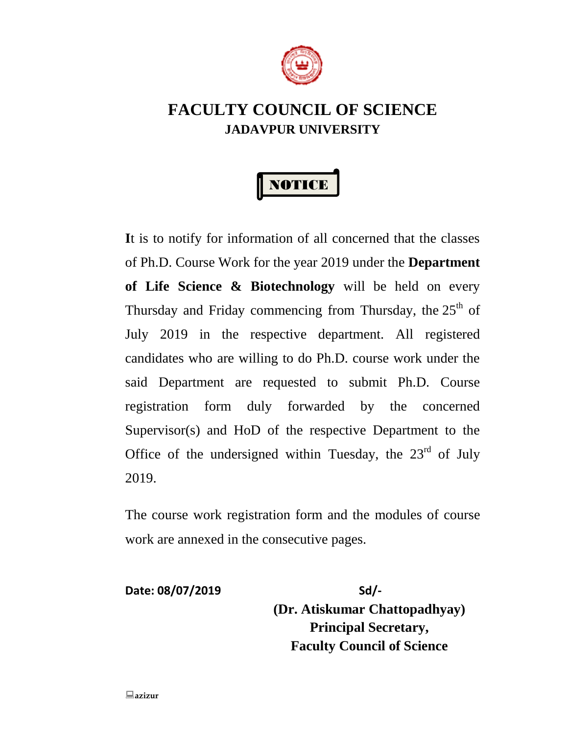# FACULTY COUNCIL OF SCIENCE

## JADAVPUR UNIVERSITY

### NOTICE

**I**t is to notify for information of all concerned that the classes of Ph.D. Course Work for the year 2019 under the **Department of Life Science & Biotechnology** will be held on every Thursday and Friday commencing from Thursday, the 25th of July 2019 in the respective department. All registered candidates who are willing to do Ph.D. course work under the said Department are requested to submit Ph.D. Course registration form duly forwarded by the concerned Supervisor(s) and HoD of the respective Department to the Office of the undersigned within Tuesday, the 23rd of July 2019.

The course work registration form and the modules of course work are annexed in the consecutive pages.

**Date: 08/07/2019**

**Sd/-**
**(Dr. Atiskumar Chattopadhyay)**
**Principal Secretary,**
**Faculty Council of Science**

**azizur**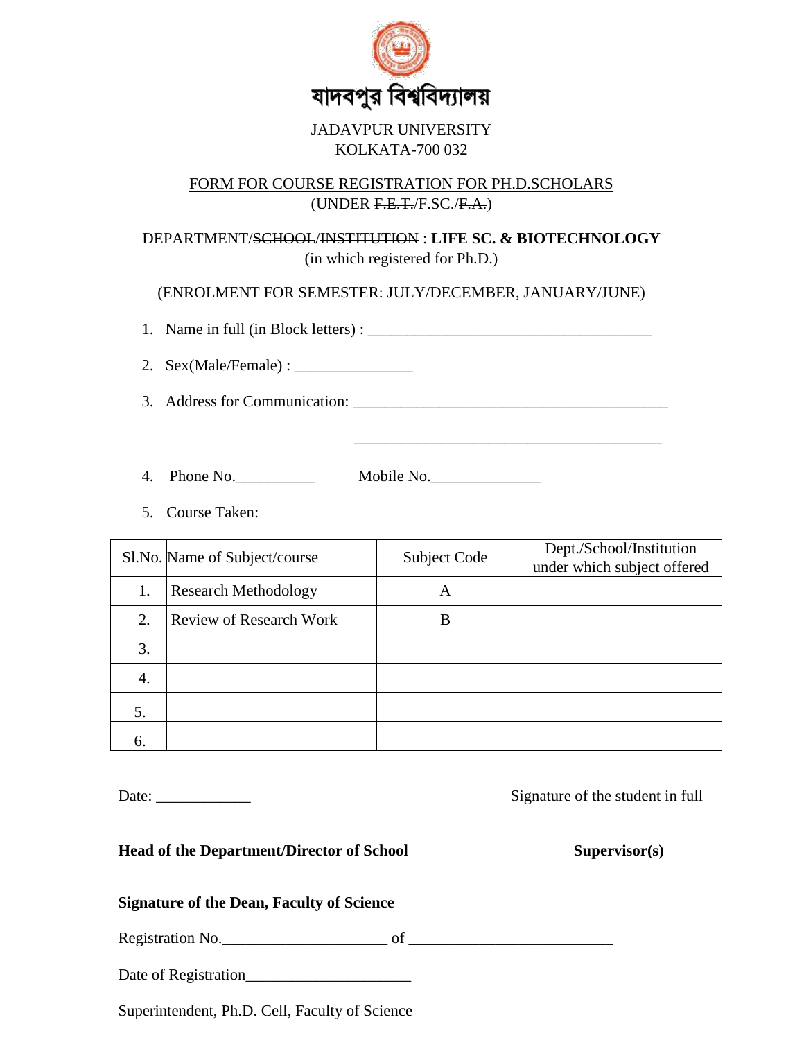যাদবপুর বিশ্ববিদ্যালয়

JADAVPUR UNIVERSITY
KOLKATA-700 032

FORM FOR COURSE REGISTRATION FOR PH.D.SCHOLARS
(UNDER ~~F.E.T.~~/F.SC./~~F.A.~~)

DEPARTMENT/~~SCHOOL~~/~~INSTITUTION~~ : **LIFE SC. & BIOTECHNOLOGY**
(in which registered for Ph.D.)

(ENROLMENT FOR SEMESTER: JULY/DECEMBER, JANUARY/JUNE)

1. Name in full (in Block letters) : ____________________________________
2. Sex(Male/Female) : _______________
3. Address for Communication: ________________________________________

   ________________________________________
4. Phone No.__________ Mobile No.______________
5. Course Taken:

| Sl.No. | Name of Subject/course | Subject Code | Dept./School/Institution under which subject offered |
|---|---|---|---|
| 1. | Research Methodology | A | |
| 2. | Review of Research Work | B | |
| 3. | | | |
| 4. | | | |
| 5. | | | |
| 6. | | | |

Date: ____________ Signature of the student in full

**Head of the Department/Director of School** **Supervisor(s)**

**Signature of the Dean, Faculty of Science**

Registration No.____________________ of _________________________

Date of Registration____________________

Superintendent, Ph.D. Cell, Faculty of Science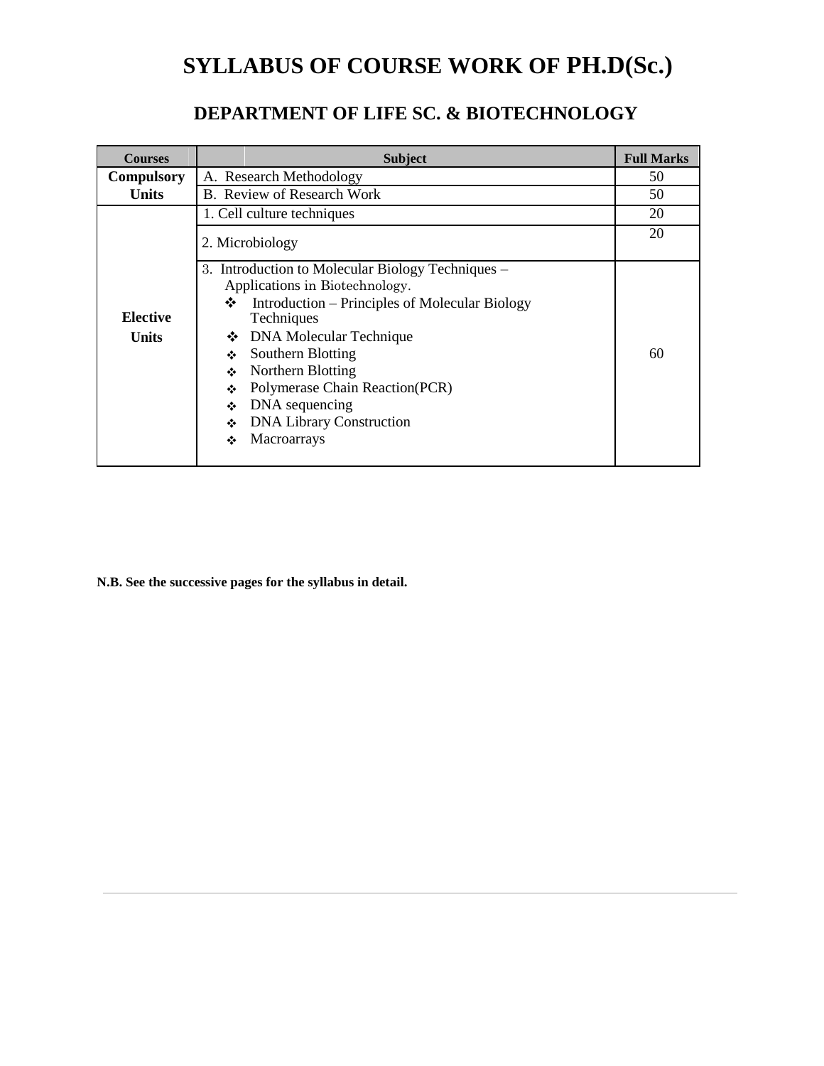# SYLLABUS OF COURSE WORK OF PH.D(Sc.)

## DEPARTMENT OF LIFE SC. & BIOTECHNOLOGY

| Courses | Subject | Full Marks |
|---|---|---|
| **Compulsory Units** | A. Research Methodology | 50 |
| | B. Review of Research Work | 50 |
| **Elective Units** | 1. Cell culture techniques | 20 |
| | 2. Microbiology | 20 |
| | 3. Introduction to Molecular Biology Techniques – Applications in Biotechnology.<br>❖ Introduction – Principles of Molecular Biology Techniques<br>❖ DNA Molecular Technique<br>❖ Southern Blotting<br>❖ Northern Blotting<br>❖ Polymerase Chain Reaction(PCR)<br>❖ DNA sequencing<br>❖ DNA Library Construction<br>❖ Macroarrays | 60 |

**N.B. See the successive pages for the syllabus in detail.**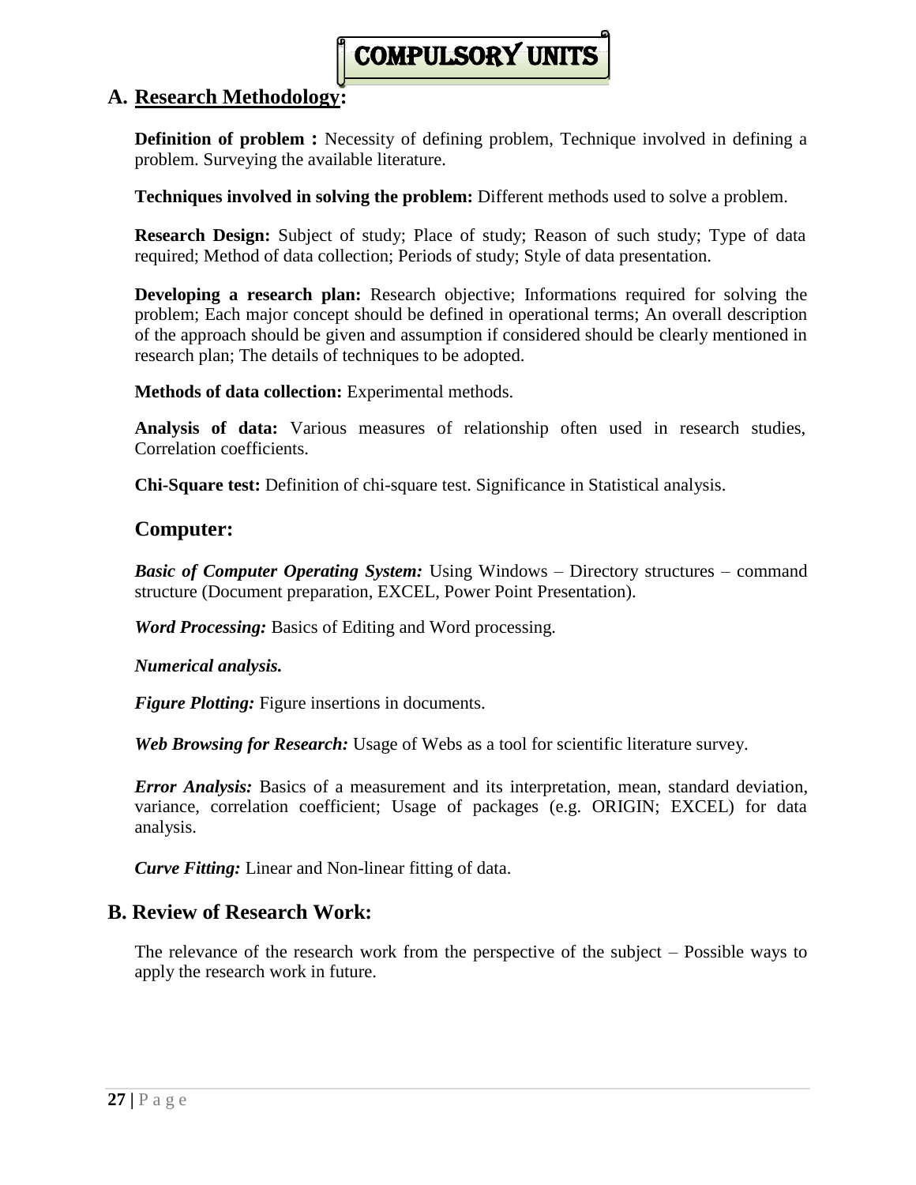# COMPULSORY UNITS

## A. Research Methodology:

**Definition of problem :** Necessity of defining problem, Technique involved in defining a problem. Surveying the available literature.

**Techniques involved in solving the problem:** Different methods used to solve a problem.

**Research Design:** Subject of study; Place of study; Reason of such study; Type of data required; Method of data collection; Periods of study; Style of data presentation.

**Developing a research plan:** Research objective; Informations required for solving the problem; Each major concept should be defined in operational terms; An overall description of the approach should be given and assumption if considered should be clearly mentioned in research plan; The details of techniques to be adopted.

**Methods of data collection:** Experimental methods.

**Analysis of data:** Various measures of relationship often used in research studies, Correlation coefficients.

**Chi-Square test:** Definition of chi-square test. Significance in Statistical analysis.

### Computer:

***Basic of Computer Operating System:*** Using Windows – Directory structures – command structure (Document preparation, EXCEL, Power Point Presentation).

***Word Processing:*** Basics of Editing and Word processing.

***Numerical analysis.***

***Figure Plotting:*** Figure insertions in documents.

***Web Browsing for Research:*** Usage of Webs as a tool for scientific literature survey.

***Error Analysis:*** Basics of a measurement and its interpretation, mean, standard deviation, variance, correlation coefficient; Usage of packages (e.g. ORIGIN; EXCEL) for data analysis.

***Curve Fitting:*** Linear and Non-linear fitting of data.

## B. Review of Research Work:

The relevance of the research work from the perspective of the subject – Possible ways to apply the research work in future.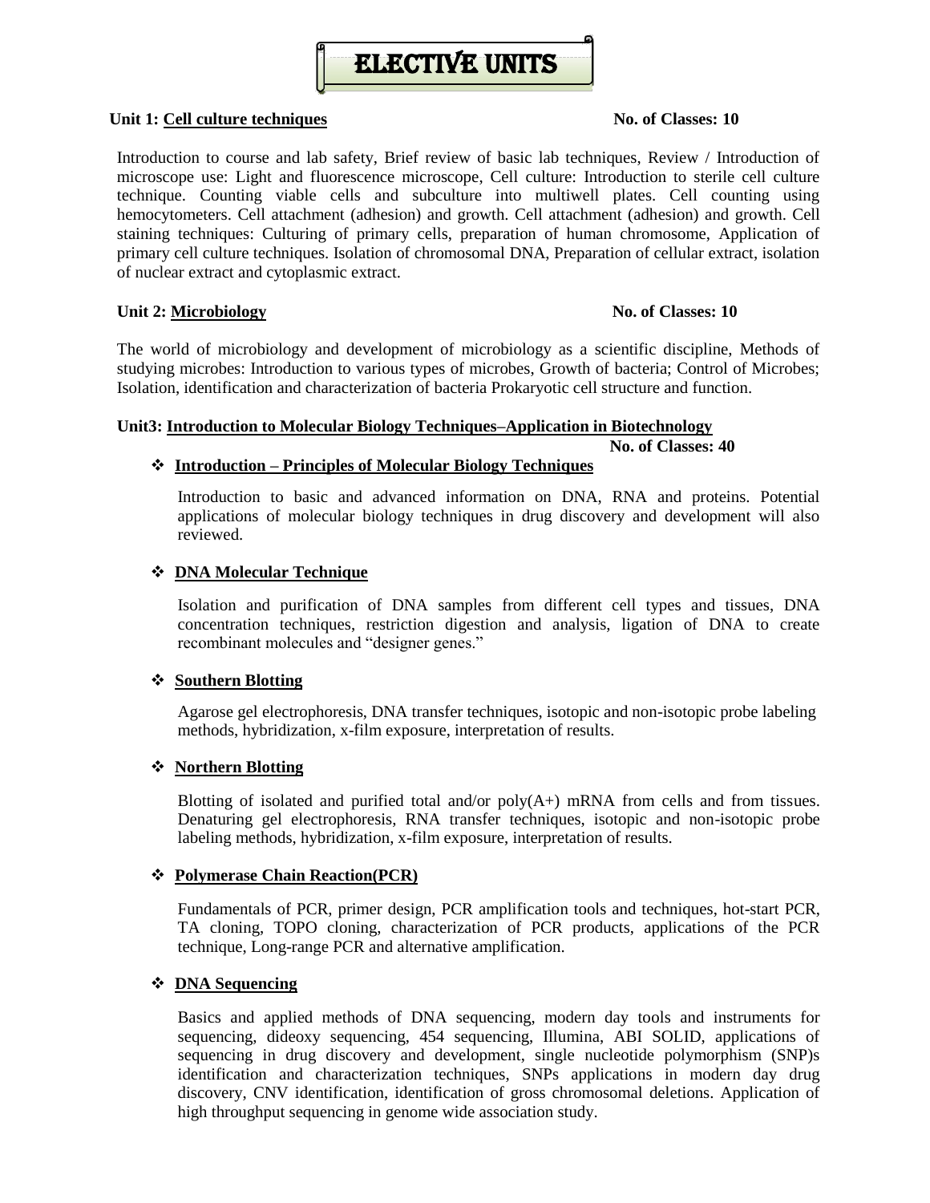# ELECTIVE UNITS

**Unit 1: <u>Cell culture techniques</u>** **No. of Classes: 10**

Introduction to course and lab safety, Brief review of basic lab techniques, Review / Introduction of microscope use: Light and fluorescence microscope, Cell culture: Introduction to sterile cell culture technique. Counting viable cells and subculture into multiwell plates. Cell counting using hemocytometers. Cell attachment (adhesion) and growth. Cell attachment (adhesion) and growth. Cell staining techniques: Culturing of primary cells, preparation of human chromosome, Application of primary cell culture techniques. Isolation of chromosomal DNA, Preparation of cellular extract, isolation of nuclear extract and cytoplasmic extract.

**Unit 2: <u>Microbiology</u>** **No. of Classes: 10**

The world of microbiology and development of microbiology as a scientific discipline, Methods of studying microbes: Introduction to various types of microbes, Growth of bacteria; Control of Microbes; Isolation, identification and characterization of bacteria Prokaryotic cell structure and function.

**Unit3: <u>Introduction to Molecular Biology Techniques–Application in Biotechnology</u>**
**No. of Classes: 40**

- **<u>Introduction – Principles of Molecular Biology Techniques</u>**

  Introduction to basic and advanced information on DNA, RNA and proteins. Potential applications of molecular biology techniques in drug discovery and development will also reviewed.

- **<u>DNA Molecular Technique</u>**

  Isolation and purification of DNA samples from different cell types and tissues, DNA concentration techniques, restriction digestion and analysis, ligation of DNA to create recombinant molecules and "designer genes."

- **<u>Southern Blotting</u>**

  Agarose gel electrophoresis, DNA transfer techniques, isotopic and non-isotopic probe labeling methods, hybridization, x-film exposure, interpretation of results.

- **<u>Northern Blotting</u>**

  Blotting of isolated and purified total and/or poly(A+) mRNA from cells and from tissues. Denaturing gel electrophoresis, RNA transfer techniques, isotopic and non-isotopic probe labeling methods, hybridization, x-film exposure, interpretation of results.

- **<u>Polymerase Chain Reaction(PCR)</u>**

  Fundamentals of PCR, primer design, PCR amplification tools and techniques, hot-start PCR, TA cloning, TOPO cloning, characterization of PCR products, applications of the PCR technique, Long-range PCR and alternative amplification.

- **<u>DNA Sequencing</u>**

  Basics and applied methods of DNA sequencing, modern day tools and instruments for sequencing, dideoxy sequencing, 454 sequencing, Illumina, ABI SOLID, applications of sequencing in drug discovery and development, single nucleotide polymorphism (SNP)s identification and characterization techniques, SNPs applications in modern day drug discovery, CNV identification, identification of gross chromosomal deletions. Application of high throughput sequencing in genome wide association study.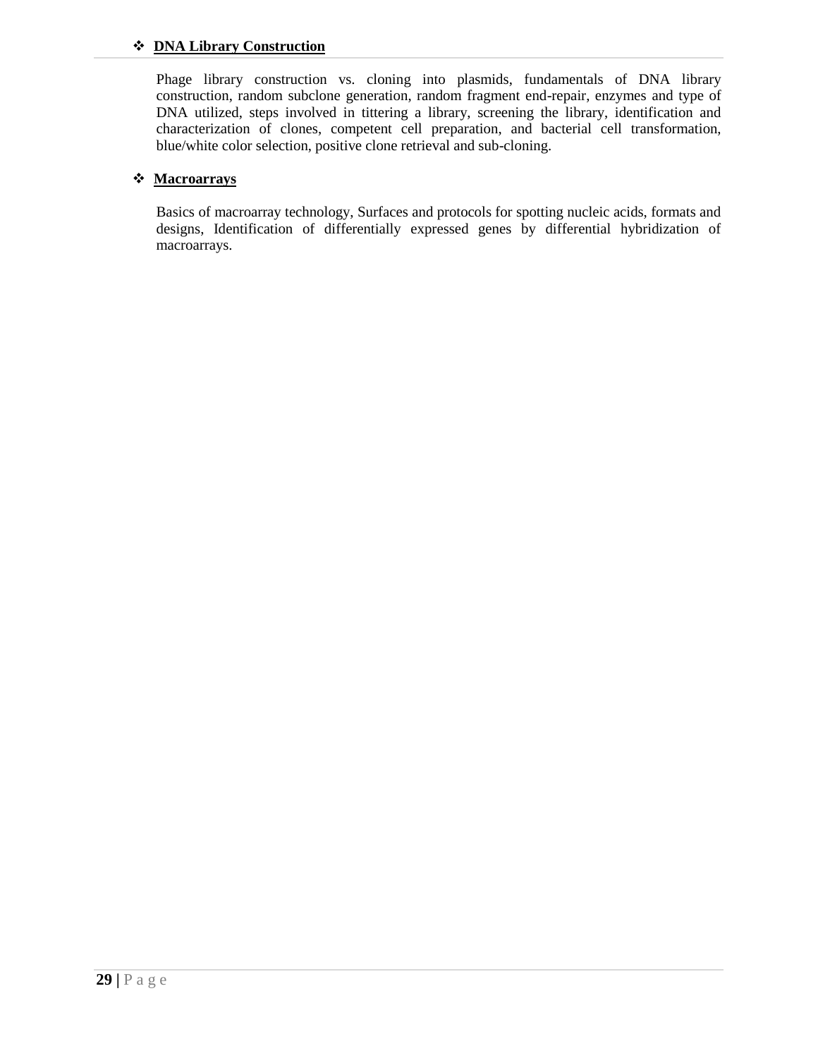- **DNA Library Construction**

  Phage library construction vs. cloning into plasmids, fundamentals of DNA library construction, random subclone generation, random fragment end-repair, enzymes and type of DNA utilized, steps involved in tittering a library, screening the library, identification and characterization of clones, competent cell preparation, and bacterial cell transformation, blue/white color selection, positive clone retrieval and sub-cloning.

- **Macroarrays**

  Basics of macroarray technology, Surfaces and protocols for spotting nucleic acids, formats and designs, Identification of differentially expressed genes by differential hybridization of macroarrays.